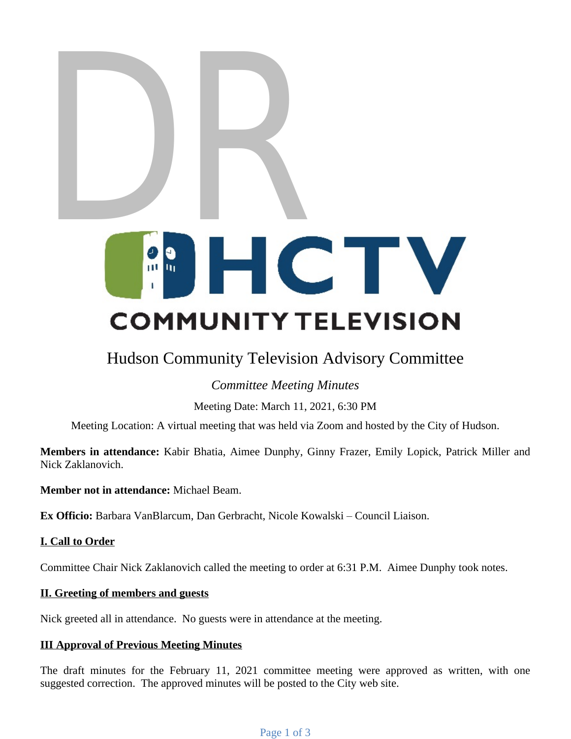# Hudson Community Television Advisory Committee

*Committee Meeting Minutes*

Meeting Date: March 11, 2021, 6:30 PM

Meeting Location: A virtual meeting that was held via Zoom and hosted by the City of Hudson.

**Members in attendance:** Kabir Bhatia, Aimee Dunphy, Ginny Frazer, Emily Lopick, Patrick Miller and Nick Zaklanovich.

**Member not in attendance:** Michael Beam.

**Ex Officio:** Barbara VanBlarcum, Dan Gerbracht, Nicole Kowalski – Council Liaison.

## I. Call to Order

Committee Chair Nick Zaklanovich called the meeting to order at 6:31 P.M. Aimee Dunphy took notes.

## II. Greeting of members and guests

Nick greeted all in attendance. No guests were in attendance at the meeting.

## III Approval of Previous Meeting Minutes

The draft minutes for the February 11, 2021 committee meeting were approved as written, with one suggested correction. The approved minutes will be posted to the City web site.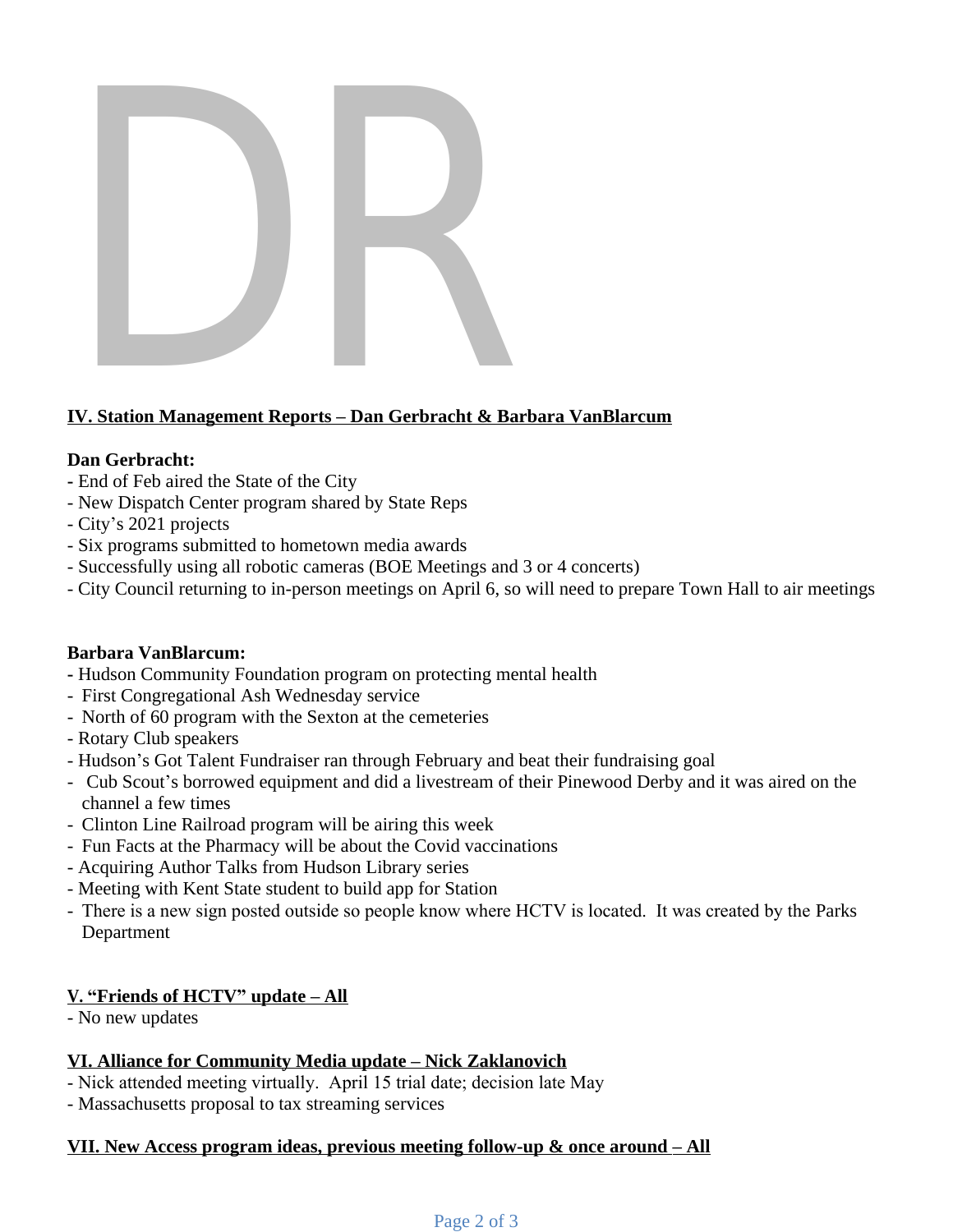## IV. Station Management Reports – Dan Gerbracht & Barbara VanBlarcum

**Dan Gerbracht:**

- End of Feb aired the State of the City
- New Dispatch Center program shared by State Reps
- City's 2021 projects
- Six programs submitted to hometown media awards
- Successfully using all robotic cameras (BOE Meetings and 3 or 4 concerts)
- City Council returning to in-person meetings on April 6, so will need to prepare Town Hall to air meetings

**Barbara VanBlarcum:**

- Hudson Community Foundation program on protecting mental health
- First Congregational Ash Wednesday service
- North of 60 program with the Sexton at the cemeteries
- Rotary Club speakers
- Hudson's Got Talent Fundraiser ran through February and beat their fundraising goal
- Cub Scout's borrowed equipment and did a livestream of their Pinewood Derby and it was aired on the channel a few times
- Clinton Line Railroad program will be airing this week
- Fun Facts at the Pharmacy will be about the Covid vaccinations
- Acquiring Author Talks from Hudson Library series
- Meeting with Kent State student to build app for Station
- There is a new sign posted outside so people know where HCTV is located. It was created by the Parks Department

## V. "Friends of HCTV" update – All

- No new updates

## VI. Alliance for Community Media update – Nick Zaklanovich

- Nick attended meeting virtually. April 15 trial date; decision late May
- Massachusetts proposal to tax streaming services

## VII. New Access program ideas, previous meeting follow-up & once around – All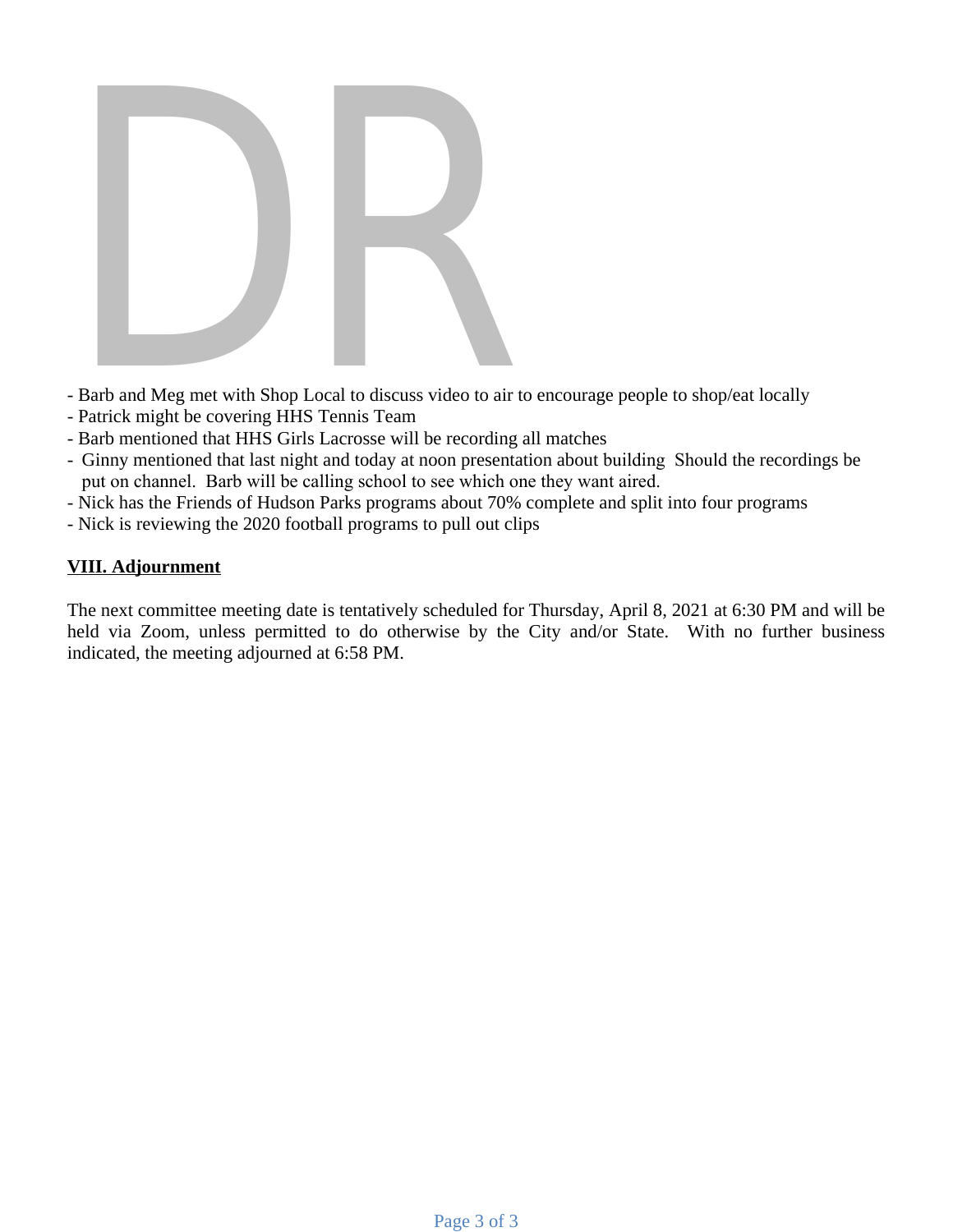- Barb and Meg met with Shop Local to discuss video to air to encourage people to shop/eat locally
- Patrick might be covering HHS Tennis Team
- Barb mentioned that HHS Girls Lacrosse will be recording all matches
- Ginny mentioned that last night and today at noon presentation about building  Should the recordings be put on channel.  Barb will be calling school to see which one they want aired.
- Nick has the Friends of Hudson Parks programs about 70% complete and split into four programs
- Nick is reviewing the 2020 football programs to pull out clips

**VIII. Adjournment**

The next committee meeting date is tentatively scheduled for Thursday, April 8, 2021 at 6:30 PM and will be held via Zoom, unless permitted to do otherwise by the City and/or State.  With no further business indicated, the meeting adjourned at 6:58 PM.